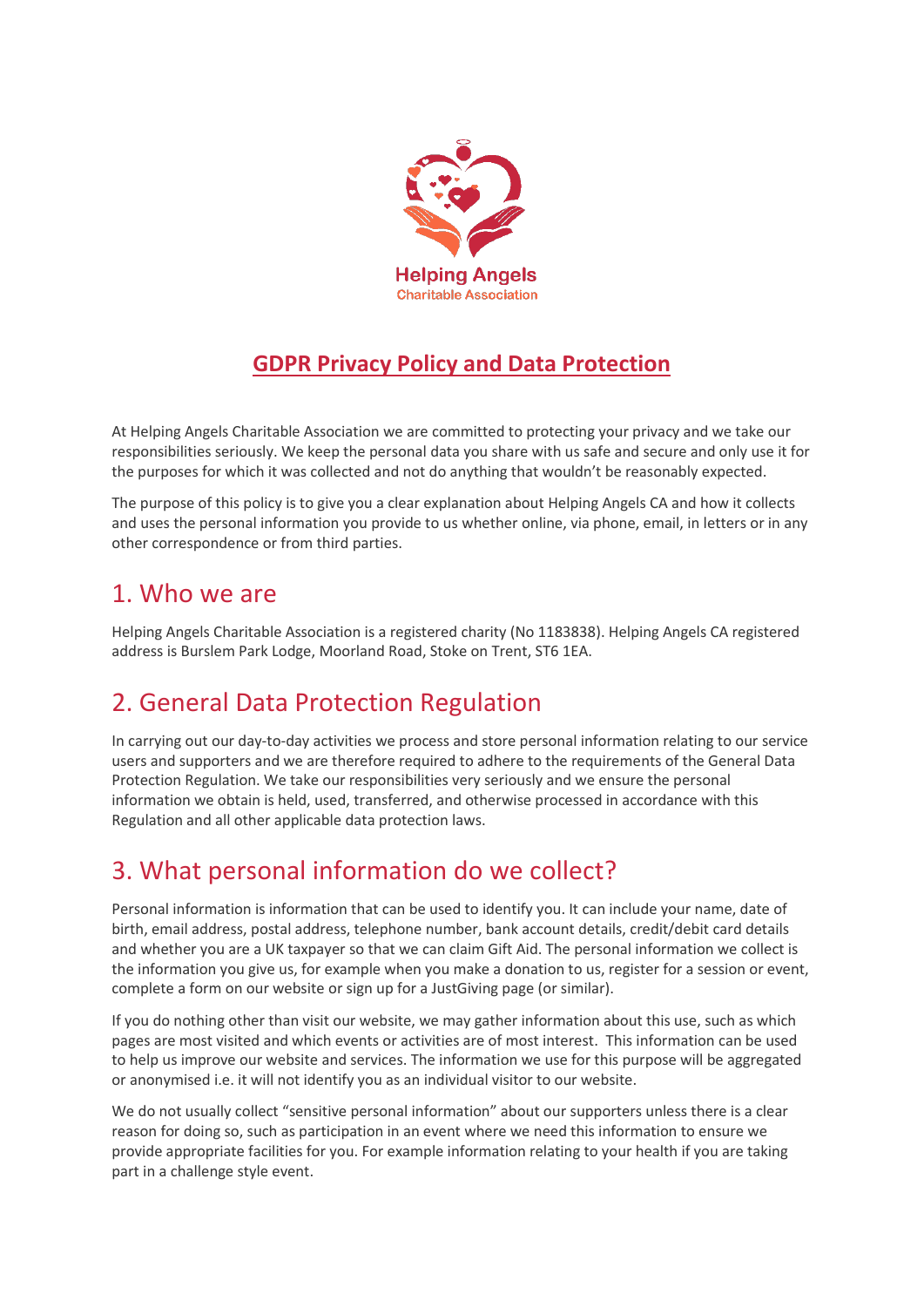Helping Angels
Charitable Association

# GDPR Privacy Policy and Data Protection

At Helping Angels Charitable Association we are committed to protecting your privacy and we take our responsibilities seriously. We keep the personal data you share with us safe and secure and only use it for the purposes for which it was collected and not do anything that wouldn't be reasonably expected.

The purpose of this policy is to give you a clear explanation about Helping Angels CA and how it collects and uses the personal information you provide to us whether online, via phone, email, in letters or in any other correspondence or from third parties.

## 1. Who we are

Helping Angels Charitable Association is a registered charity (No 1183838). Helping Angels CA registered address is Burslem Park Lodge, Moorland Road, Stoke on Trent, ST6 1EA.

## 2. General Data Protection Regulation

In carrying out our day-to-day activities we process and store personal information relating to our service users and supporters and we are therefore required to adhere to the requirements of the General Data Protection Regulation. We take our responsibilities very seriously and we ensure the personal information we obtain is held, used, transferred, and otherwise processed in accordance with this Regulation and all other applicable data protection laws.

## 3. What personal information do we collect?

Personal information is information that can be used to identify you. It can include your name, date of birth, email address, postal address, telephone number, bank account details, credit/debit card details and whether you are a UK taxpayer so that we can claim Gift Aid. The personal information we collect is the information you give us, for example when you make a donation to us, register for a session or event, complete a form on our website or sign up for a JustGiving page (or similar).

If you do nothing other than visit our website, we may gather information about this use, such as which pages are most visited and which events or activities are of most interest. This information can be used to help us improve our website and services. The information we use for this purpose will be aggregated or anonymised i.e. it will not identify you as an individual visitor to our website.

We do not usually collect "sensitive personal information" about our supporters unless there is a clear reason for doing so, such as participation in an event where we need this information to ensure we provide appropriate facilities for you. For example information relating to your health if you are taking part in a challenge style event.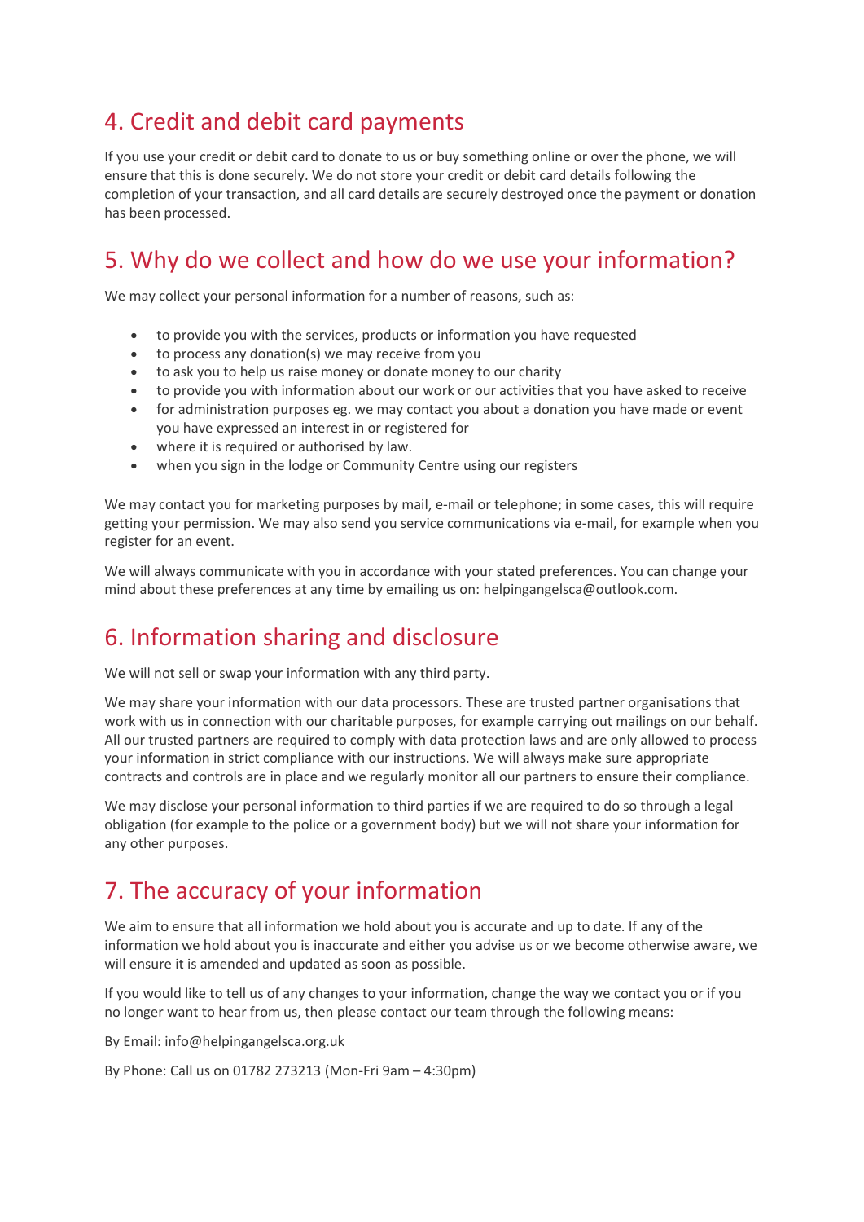## 4. Credit and debit card payments

If you use your credit or debit card to donate to us or buy something online or over the phone, we will ensure that this is done securely. We do not store your credit or debit card details following the completion of your transaction, and all card details are securely destroyed once the payment or donation has been processed.

## 5. Why do we collect and how do we use your information?

We may collect your personal information for a number of reasons, such as:

- to provide you with the services, products or information you have requested
- to process any donation(s) we may receive from you
- to ask you to help us raise money or donate money to our charity
- to provide you with information about our work or our activities that you have asked to receive
- for administration purposes eg. we may contact you about a donation you have made or event you have expressed an interest in or registered for
- where it is required or authorised by law.
- when you sign in the lodge or Community Centre using our registers

We may contact you for marketing purposes by mail, e-mail or telephone; in some cases, this will require getting your permission. We may also send you service communications via e-mail, for example when you register for an event.

We will always communicate with you in accordance with your stated preferences. You can change your mind about these preferences at any time by emailing us on: helpingangelsca@outlook.com.

## 6. Information sharing and disclosure

We will not sell or swap your information with any third party.

We may share your information with our data processors. These are trusted partner organisations that work with us in connection with our charitable purposes, for example carrying out mailings on our behalf. All our trusted partners are required to comply with data protection laws and are only allowed to process your information in strict compliance with our instructions. We will always make sure appropriate contracts and controls are in place and we regularly monitor all our partners to ensure their compliance.

We may disclose your personal information to third parties if we are required to do so through a legal obligation (for example to the police or a government body) but we will not share your information for any other purposes.

## 7. The accuracy of your information

We aim to ensure that all information we hold about you is accurate and up to date. If any of the information we hold about you is inaccurate and either you advise us or we become otherwise aware, we will ensure it is amended and updated as soon as possible.

If you would like to tell us of any changes to your information, change the way we contact you or if you no longer want to hear from us, then please contact our team through the following means:

By Email: info@helpingangelsca.org.uk

By Phone: Call us on 01782 273213 (Mon-Fri 9am – 4:30pm)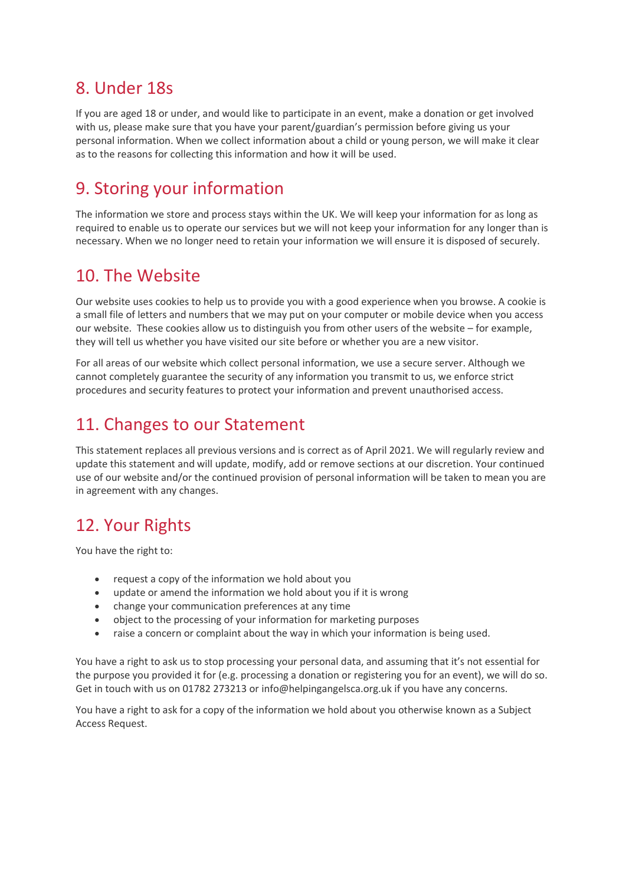## 8. Under 18s

If you are aged 18 or under, and would like to participate in an event, make a donation or get involved with us, please make sure that you have your parent/guardian's permission before giving us your personal information. When we collect information about a child or young person, we will make it clear as to the reasons for collecting this information and how it will be used.

## 9. Storing your information

The information we store and process stays within the UK. We will keep your information for as long as required to enable us to operate our services but we will not keep your information for any longer than is necessary. When we no longer need to retain your information we will ensure it is disposed of securely.

## 10. The Website

Our website uses cookies to help us to provide you with a good experience when you browse. A cookie is a small file of letters and numbers that we may put on your computer or mobile device when you access our website. These cookies allow us to distinguish you from other users of the website – for example, they will tell us whether you have visited our site before or whether you are a new visitor.

For all areas of our website which collect personal information, we use a secure server. Although we cannot completely guarantee the security of any information you transmit to us, we enforce strict procedures and security features to protect your information and prevent unauthorised access.

## 11. Changes to our Statement

This statement replaces all previous versions and is correct as of April 2021. We will regularly review and update this statement and will update, modify, add or remove sections at our discretion. Your continued use of our website and/or the continued provision of personal information will be taken to mean you are in agreement with any changes.

## 12. Your Rights

You have the right to:

- request a copy of the information we hold about you
- update or amend the information we hold about you if it is wrong
- change your communication preferences at any time
- object to the processing of your information for marketing purposes
- raise a concern or complaint about the way in which your information is being used.

You have a right to ask us to stop processing your personal data, and assuming that it's not essential for the purpose you provided it for (e.g. processing a donation or registering you for an event), we will do so. Get in touch with us on 01782 273213 or info@helpingangelsca.org.uk if you have any concerns.

You have a right to ask for a copy of the information we hold about you otherwise known as a Subject Access Request.